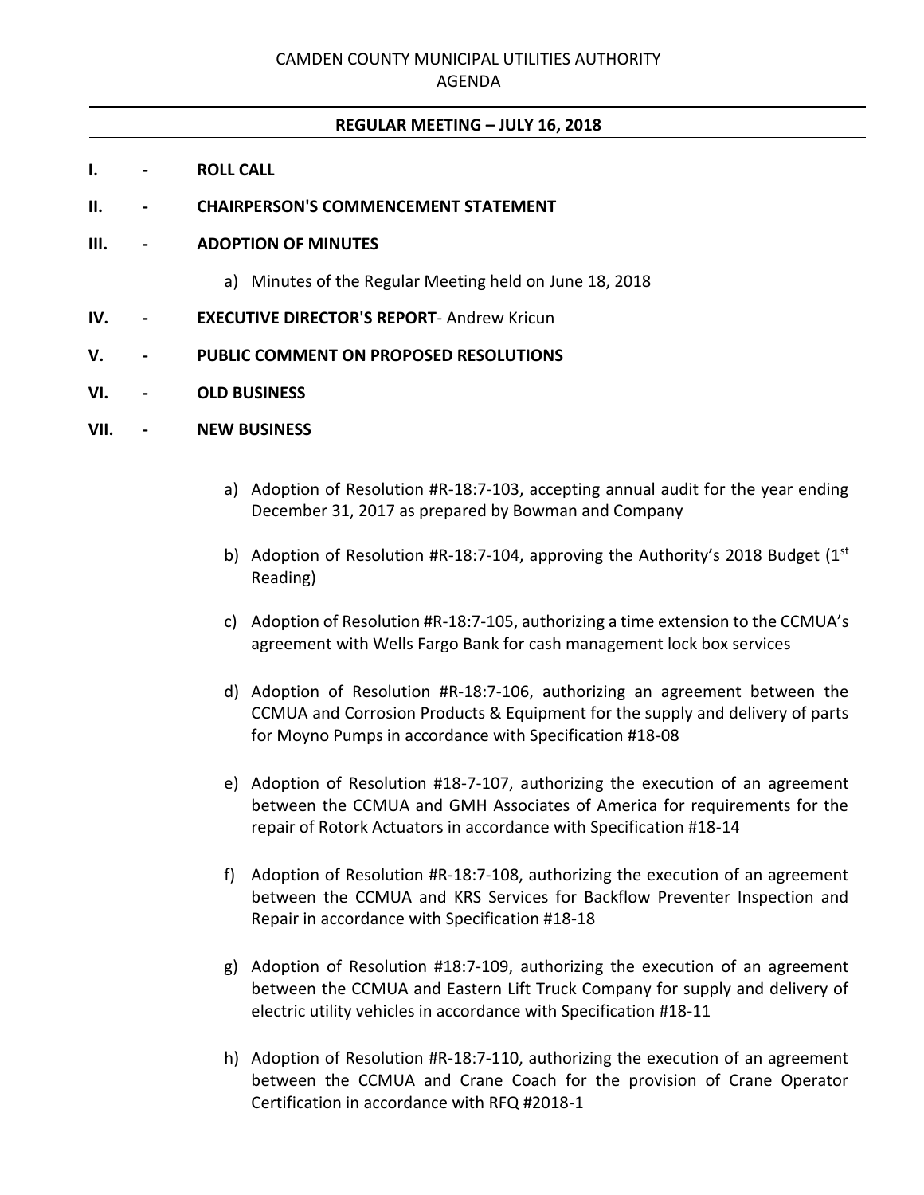# CAMDEN COUNTY MUNICIPAL UTILITIES AUTHORITY
## AGENDA

**REGULAR MEETING – JULY 16, 2018**

**I. - ROLL CALL**

**II. - CHAIRPERSON'S COMMENCEMENT STATEMENT**

**III. - ADOPTION OF MINUTES**

a) Minutes of the Regular Meeting held on June 18, 2018

**IV. - EXECUTIVE DIRECTOR'S REPORT**- Andrew Kricun

**V. - PUBLIC COMMENT ON PROPOSED RESOLUTIONS**

**VI. - OLD BUSINESS**

**VII. - NEW BUSINESS**

a) Adoption of Resolution #R-18:7-103, accepting annual audit for the year ending December 31, 2017 as prepared by Bowman and Company

b) Adoption of Resolution #R-18:7-104, approving the Authority's 2018 Budget (1st Reading)

c) Adoption of Resolution #R-18:7-105, authorizing a time extension to the CCMUA's agreement with Wells Fargo Bank for cash management lock box services

d) Adoption of Resolution #R-18:7-106, authorizing an agreement between the CCMUA and Corrosion Products & Equipment for the supply and delivery of parts for Moyno Pumps in accordance with Specification #18-08

e) Adoption of Resolution #18-7-107, authorizing the execution of an agreement between the CCMUA and GMH Associates of America for requirements for the repair of Rotork Actuators in accordance with Specification #18-14

f) Adoption of Resolution #R-18:7-108, authorizing the execution of an agreement between the CCMUA and KRS Services for Backflow Preventer Inspection and Repair in accordance with Specification #18-18

g) Adoption of Resolution #18:7-109, authorizing the execution of an agreement between the CCMUA and Eastern Lift Truck Company for supply and delivery of electric utility vehicles in accordance with Specification #18-11

h) Adoption of Resolution #R-18:7-110, authorizing the execution of an agreement between the CCMUA and Crane Coach for the provision of Crane Operator Certification in accordance with RFQ #2018-1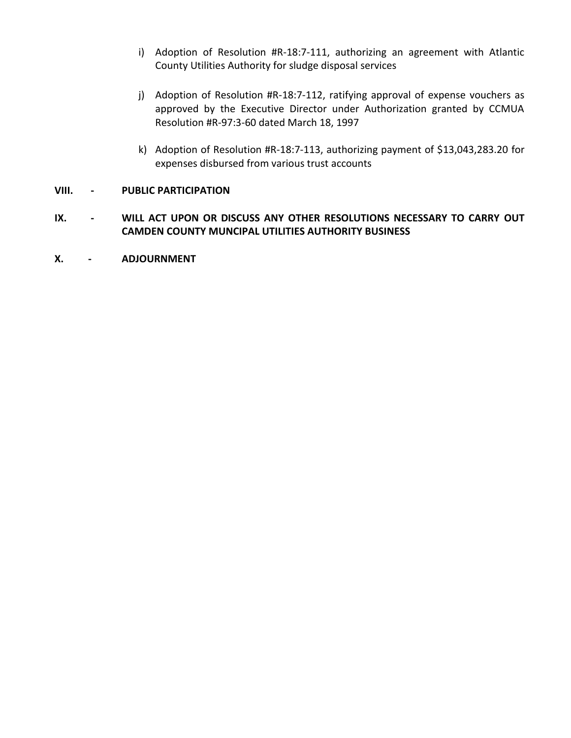i) Adoption of Resolution #R-18:7-111, authorizing an agreement with Atlantic County Utilities Authority for sludge disposal services

j) Adoption of Resolution #R-18:7-112, ratifying approval of expense vouchers as approved by the Executive Director under Authorization granted by CCMUA Resolution #R-97:3-60 dated March 18, 1997

k) Adoption of Resolution #R-18:7-113, authorizing payment of $13,043,283.20 for expenses disbursed from various trust accounts

**VIII. - PUBLIC PARTICIPATION**

**IX. - WILL ACT UPON OR DISCUSS ANY OTHER RESOLUTIONS NECESSARY TO CARRY OUT CAMDEN COUNTY MUNCIPAL UTILITIES AUTHORITY BUSINESS**

**X. - ADJOURNMENT**